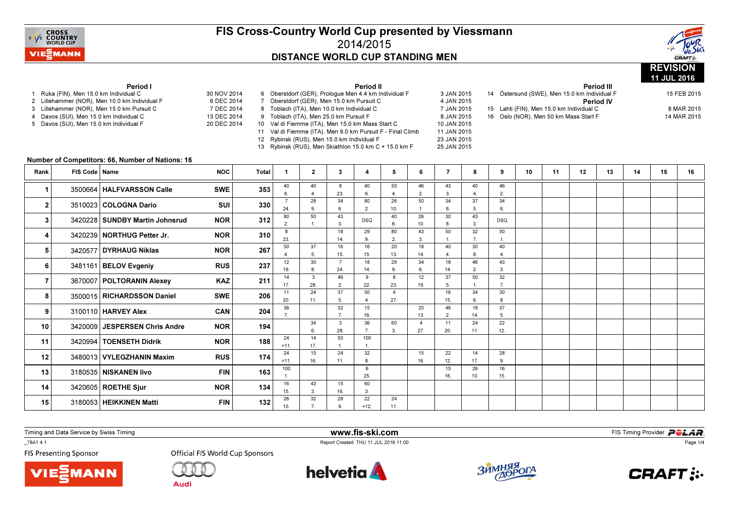# FIS Cross-Country World Cup presented by Viessmann

## 2014/2015

## DISTANCE WORLD CUP STANDING MEN

**REVISION 11 JUL 2016**

**Period I**

1. Ruka (FIN), Men 15.0 km Individual C — 30 NOV 2014
2. Lillehammer (NOR), Men 10.0 km Individual F — 6 DEC 2014
3. Lillehammer (NOR), Men 15.0 km Pursuit C — 7 DEC 2014
4. Davos (SUI), Men 15.0 km Individual C — 13 DEC 2014
5. Davos (SUI), Men 15.0 km Individual F — 20 DEC 2014

**Period II**

6. Oberstdorf (GER), Prologue Men 4.4 km Individual F — 3 JAN 2015
7. Oberstdorf (GER), Men 15.0 km Pursuit C — 4 JAN 2015
8. Toblach (ITA), Men 10.0 km Individual C — 7 JAN 2015
9. Toblach (ITA), Men 25.0 km Pursuit F — 8 JAN 2015
10. Val di Fiemme (ITA), Men 15.0 km Mass Start C — 10 JAN 2015
11. Val di Fiemme (ITA), Men 9.0 km Pursuit F - Final Climb — 11 JAN 2015
12. Rybinsk (RUS), Men 15.0 km Individual F — 23 JAN 2015
13. Rybinsk (RUS), Men Skiathlon 15.0 km C + 15.0 km F — 25 JAN 2015

**Period III**

14. Östersund (SWE), Men 15.0 km Individual F — 15 FEB 2015

**Period IV**

15. Lahti (FIN), Men 15.0 km Individual C — 8 MAR 2015
16. Oslo (NOR), Men 50 km Mass Start F — 14 MAR 2015

**Number of Competitors: 66, Number of Nations: 16**

| Rank | FIS Code | Name | NOC | Total | 1 | 2 | 3 | 4 | 5 | 6 | 7 | 8 | 9 | 10 | 11 | 12 | 13 | 14 | 15 | 16 |
|---|---|---|---|---|---|---|---|---|---|---|---|---|---|---|---|---|---|---|---|---|
| 1 | 3500664 | HALFVARSSON Calle | SWE | 353 | 40 (6.) | 40 (4.) | 8 (23.) | 40 (6.) | 50 (4.) | 46 (2.) | 43 (3.) | 40 (4.) | 46 (2.) | | | | | | | |
| 2 | 3510023 | COLOGNA Dario | SUI | 330 | 7 (24.) | 28 (9.) | 34 (6.) | 80 (2.) | 26 (10.) | 50 (1.) | 34 (6.) | 37 (5.) | 34 (6.) | | | | | | | |
| 3 | 3420228 | SUNDBY Martin Johnsrud | NOR | 312 | 80 (2.) | 50 (1.) | 43 (3.) | DSQ | 40 (6.) | 26 (10.) | 30 (8.) | 43 (3.) | DSQ | | | | | | | |
| 4 | 3420239 | NORTHUG Petter Jr. | NOR | 310 | 8 (23.) | | 18 (14.) | 29 (9.) | 80 (2.) | 43 (3.) | 50 (1.) | 32 (7.) | 50 (1.) | | | | | | | |
| 5 | 3420577 | DYRHAUG Niklas | NOR | 267 | 50 (4.) | 37 (5.) | 16 (15.) | 16 (15.) | 20 (13.) | 18 (14.) | 40 (4.) | 30 (8.) | 40 (4.) | | | | | | | |
| 6 | 3481161 | BELOV Evgeniy | RUS | 237 | 12 (19.) | 30 (8.) | 7 (24.) | 18 (14.) | 29 (9.) | 34 (6.) | 18 (14.) | 46 (2.) | 43 (3.) | | | | | | | |
| 7 | 3670007 | POLTORANIN Alexey | KAZ | 211 | 14 (17.) | 3 (28.) | 46 (2.) | 9 (22.) | 8 (23.) | 12 (19.) | 37 (5.) | 50 (1.) | 32 (7.) | | | | | | | |
| 8 | 3500015 | RICHARDSSON Daniel | SWE | 206 | 11 (20.) | 24 (11.) | 37 (5.) | 50 (4.) | 4 (27.) | | 16 (15.) | 34 (6.) | 30 (8.) | | | | | | | |
| 9 | 3100110 | HARVEY Alex | CAN | 204 | 36 (7.) | | 32 (7.) | 15 (16.) | | 20 (13.) | 46 (2.) | 18 (14.) | 37 (5.) | | | | | | | |
| 10 | 3420009 | JESPERSEN Chris Andre | NOR | 194 | | 34 (6.) | 3 (28.) | 36 (7.) | 60 (3.) | 4 (27.) | 11 (20.) | 24 (11.) | 22 (12.) | | | | | | | |
| 11 | 3420994 | TOENSETH Didrik | NOR | 188 | 24 (=11.) | 14 (17.) | 50 (1.) | 100 (1.) | | | | | | | | | | | | |
| 12 | 3480013 | VYLEGZHANIN Maxim | RUS | 174 | 24 (=11.) | 15 (16.) | 24 (11.) | 32 (8.) | | 15 (16.) | 22 (12.) | 14 (17.) | 28 (9.) | | | | | | | |
| 13 | 3180535 | NISKANEN Iivo | FIN | 163 | 100 (1.) | | | 6 (25.) | | | 15 (16.) | 26 (10.) | 16 (15.) | | | | | | | |
| 14 | 3420605 | ROETHE Sjur | NOR | 134 | 16 (15.) | 43 (3.) | 15 (16.) | 60 (3.) | | | | | | | | | | | | |
| 15 | 3180053 | HEIKKINEN Matti | FIN | 132 | 26 (10.) | 32 (7.) | 28 (9.) | 22 (=12.) | 24 (11.) | | | | | | | | | | | |

Timing and Data Service by Swiss Timing — www.fis-ski.com — FIS Timing Provider POLAR

_78A1 4.1 — Report Created THU 11 JUL 2016 11:00

FIS Presenting Sponsor: VIESSMANN — Official FIS World Cup Sponsors: Audi, helvetia, Зимняя дорога, CRAFT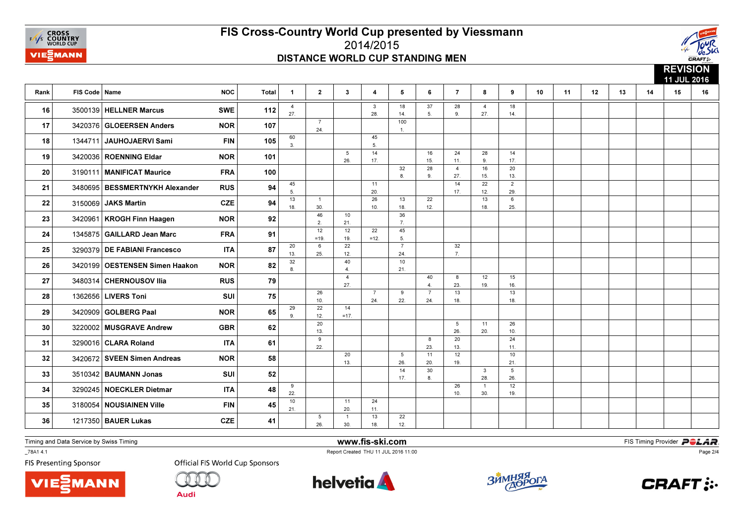# FIS Cross-Country World Cup presented by Viessmann

## 2014/2015

### DISTANCE WORLD CUP STANDING MEN

**REVISION 11 JUL 2016**

| Rank | FIS Code | Name | NOC | Total | 1 | 2 | 3 | 4 | 5 | 6 | 7 | 8 | 9 | 10 | 11 | 12 | 13 | 14 | 15 | 16 |
|---|---|---|---|---|---|---|---|---|---|---|---|---|---|---|---|---|---|---|---|---|
| 16 | 3500139 | HELLNER Marcus | SWE | 112 | 4 27. | | | 3 28. | 18 14. | 37 5. | 28 9. | 4 27. | 18 14. | | | | | | | |
| 17 | 3420376 | GLOEERSEN Anders | NOR | 107 | | 7 24. | | | 100 1. | | | | | | | | | | | |
| 18 | 1344711 | JAUHOJAERVI Sami | FIN | 105 | 60 3. | | | 45 5. | | | | | | | | | | | | |
| 19 | 3420036 | ROENNING Eldar | NOR | 101 | | | 5 26. | 14 17. | | 16 15. | 24 11. | 28 9. | 14 17. | | | | | | | |
| 20 | 3190111 | MANIFICAT Maurice | FRA | 100 | | | | | 32 8. | 28 9. | 4 27. | 16 15. | 20 13. | | | | | | | |
| 21 | 3480695 | BESSMERTNYKH Alexander | RUS | 94 | 45 5. | | | 11 20. | | | 14 17. | 22 12. | 2 29. | | | | | | | |
| 22 | 3150069 | JAKS Martin | CZE | 94 | 13 18. | 1 30. | | 26 10. | 13 18. | 22 12. | | 13 18. | 6 25. | | | | | | | |
| 23 | 3420961 | KROGH Finn Haagen | NOR | 92 | | 46 2. | 10 21. | | 36 7. | | | | | | | | | | | |
| 24 | 1345875 | GAILLARD Jean Marc | FRA | 91 | | 12 =19. | 12 19. | 22 =12. | 45 5. | | | | | | | | | | | |
| 25 | 3290379 | DE FABIANI Francesco | ITA | 87 | 20 13. | 6 25. | 22 12. | | 7 24. | | 32 7. | | | | | | | | | |
| 26 | 3420199 | OESTENSEN Simen Haakon | NOR | 82 | 32 8. | | 40 4. | | 10 21. | | | | | | | | | | | |
| 27 | 3480314 | CHERNOUSOV Ilia | RUS | 79 | | | 4 27. | | | 40 4. | 8 23. | 12 19. | 15 16. | | | | | | | |
| 28 | 1362656 | LIVERS Toni | SUI | 75 | | 26 10. | | 7 24. | 9 22. | 7 24. | 13 18. | | 13 18. | | | | | | | |
| 29 | 3420909 | GOLBERG Paal | NOR | 65 | 29 9. | 22 12. | 14 =17. | | | | | | | | | | | | | |
| 30 | 3220002 | MUSGRAVE Andrew | GBR | 62 | | 20 13. | | | | | 5 26. | 11 20. | 26 10. | | | | | | | |
| 31 | 3290016 | CLARA Roland | ITA | 61 | | 9 22. | | | | 8 23. | 20 13. | | 24 11. | | | | | | | |
| 32 | 3420672 | SVEEN Simen Andreas | NOR | 58 | | | 20 13. | | 5 26. | 11 20. | 12 19. | | 10 21. | | | | | | | |
| 33 | 3510342 | BAUMANN Jonas | SUI | 52 | | | | | 14 17. | 30 8. | | 3 28. | 5 26. | | | | | | | |
| 34 | 3290245 | NOECKLER Dietmar | ITA | 48 | 9 22. | | | | | | 26 10. | 1 30. | 12 19. | | | | | | | |
| 35 | 3180054 | NOUSIAINEN Ville | FIN | 45 | 10 21. | | 11 20. | 24 11. | | | | | | | | | | | | |
| 36 | 1217350 | BAUER Lukas | CZE | 41 | | 5 26. | 1 30. | 13 18. | 22 12. | | | | | | | | | | | |

Timing and Data Service by Swiss Timing

www.fis-ski.com

FIS Timing Provider POLAR

_78A1 4.1

Report Created THU 11 JUL 2016 11:00

FIS Presenting Sponsor

Official FIS World Cup Sponsors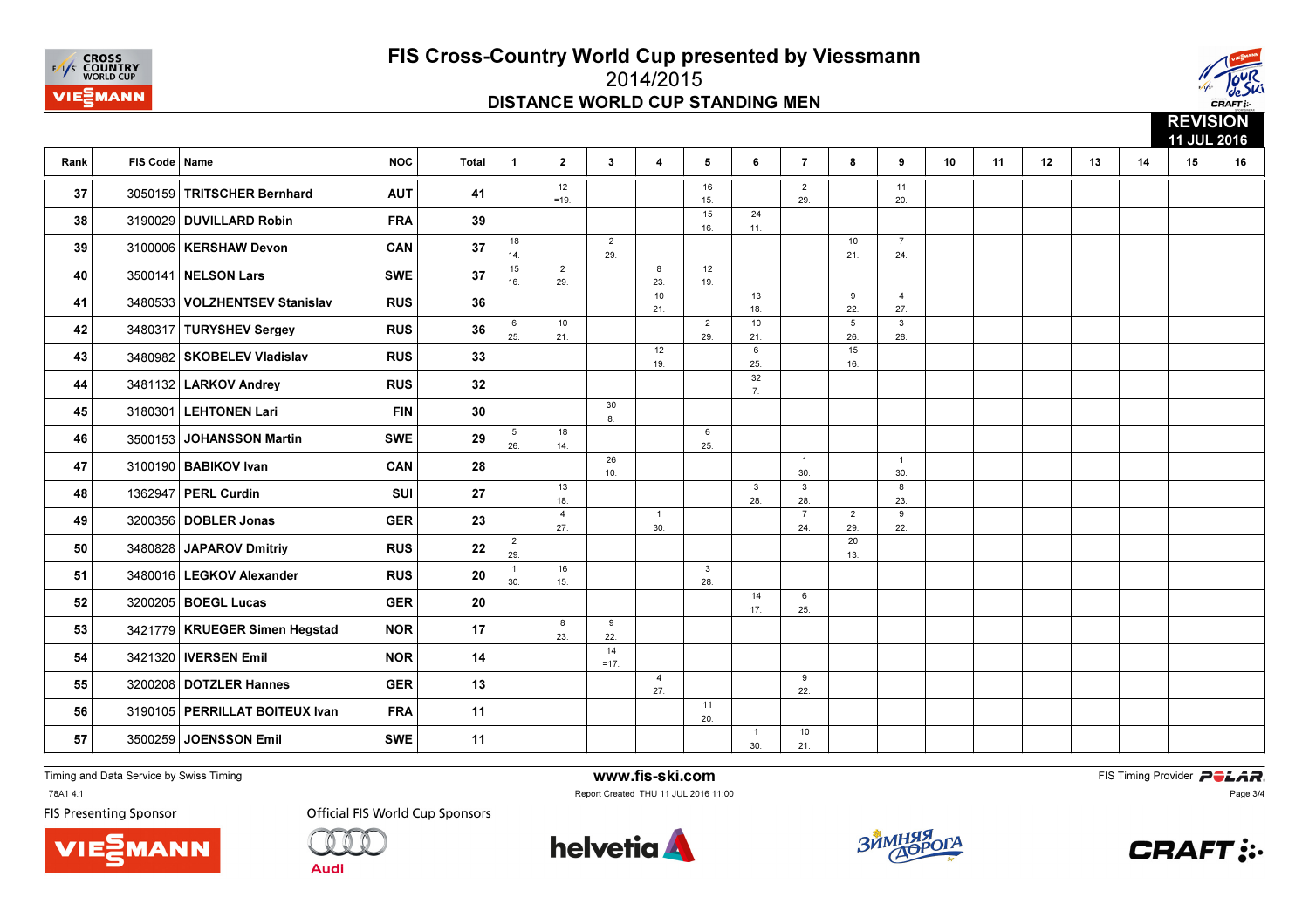# FIS Cross-Country World Cup presented by Viessmann

## 2014/2015

### DISTANCE WORLD CUP STANDING MEN

REVISION 11 JUL 2016

| Rank | FIS Code | Name | NOC | Total | 1 | 2 | 3 | 4 | 5 | 6 | 7 | 8 | 9 | 10 | 11 | 12 | 13 | 14 | 15 | 16 |
|---|---|---|---|---|---|---|---|---|---|---|---|---|---|---|---|---|---|---|---|---|
| 37 | 3050159 | TRITSCHER Bernhard | AUT | 41 | | 12 =19. | | | 16 15. | | 2 29. | | 11 20. | | | | | | | |
| 38 | 3190029 | DUVILLARD Robin | FRA | 39 | | | | | 15 16. | 24 11. | | | | | | | | | | |
| 39 | 3100006 | KERSHAW Devon | CAN | 37 | 18 14. | | 2 29. | | | | | 10 21. | 7 24. | | | | | | | |
| 40 | 3500141 | NELSON Lars | SWE | 37 | 15 16. | 2 29. | | 8 23. | 12 19. | | | | | | | | | | | |
| 41 | 3480533 | VOLZHENTSEV Stanislav | RUS | 36 | | | | 10 21. | | 13 18. | | 9 22. | 4 27. | | | | | | | |
| 42 | 3480317 | TURYSHEV Sergey | RUS | 36 | 6 25. | 10 21. | | | 2 29. | 10 21. | | 5 26. | 3 28. | | | | | | | |
| 43 | 3480982 | SKOBELEV Vladislav | RUS | 33 | | | | 12 19. | | 6 25. | | 15 16. | | | | | | | | |
| 44 | 3481132 | LARKOV Andrey | RUS | 32 | | | | | | 32 7. | | | | | | | | | | |
| 45 | 3180301 | LEHTONEN Lari | FIN | 30 | | | 30 8. | | | | | | | | | | | | | |
| 46 | 3500153 | JOHANSSON Martin | SWE | 29 | 5 26. | 18 14. | | | 6 25. | | | | | | | | | | | |
| 47 | 3100190 | BABIKOV Ivan | CAN | 28 | | | 26 10. | | | | 1 30. | | 1 30. | | | | | | | |
| 48 | 1362947 | PERL Curdin | SUI | 27 | | 13 18. | | | | 3 28. | 3 28. | | 8 23. | | | | | | | |
| 49 | 3200356 | DOBLER Jonas | GER | 23 | | 4 27. | | 1 30. | | | 7 24. | 2 29. | 9 22. | | | | | | | |
| 50 | 3480828 | JAPAROV Dmitriy | RUS | 22 | 2 29. | | | | | | | 20 13. | | | | | | | | |
| 51 | 3480016 | LEGKOV Alexander | RUS | 20 | 1 30. | 16 15. | | | 3 28. | | | | | | | | | | | |
| 52 | 3200205 | BOEGL Lucas | GER | 20 | | | | | | 14 17. | 6 25. | | | | | | | | | |
| 53 | 3421779 | KRUEGER Simen Hegstad | NOR | 17 | | 8 23. | 9 22. | | | | | | | | | | | | | |
| 54 | 3421320 | IVERSEN Emil | NOR | 14 | | | 14 =17. | | | | | | | | | | | | | |
| 55 | 3200208 | DOTZLER Hannes | GER | 13 | | | | 4 27. | | | 9 22. | | | | | | | | | |
| 56 | 3190105 | PERRILLAT BOITEUX Ivan | FRA | 11 | | | | | 11 20. | | | | | | | | | | | |
| 57 | 3500259 | JOENSSON Emil | SWE | 11 | | | | | | 1 30. | 10 21. | | | | | | | | | |

Timing and Data Service by Swiss Timing

www.fis-ski.com

FIS Timing Provider POLAR

_78A1 4.1

Report Created THU 11 JUL 2016 11:00

FIS Presenting Sponsor

Official FIS World Cup Sponsors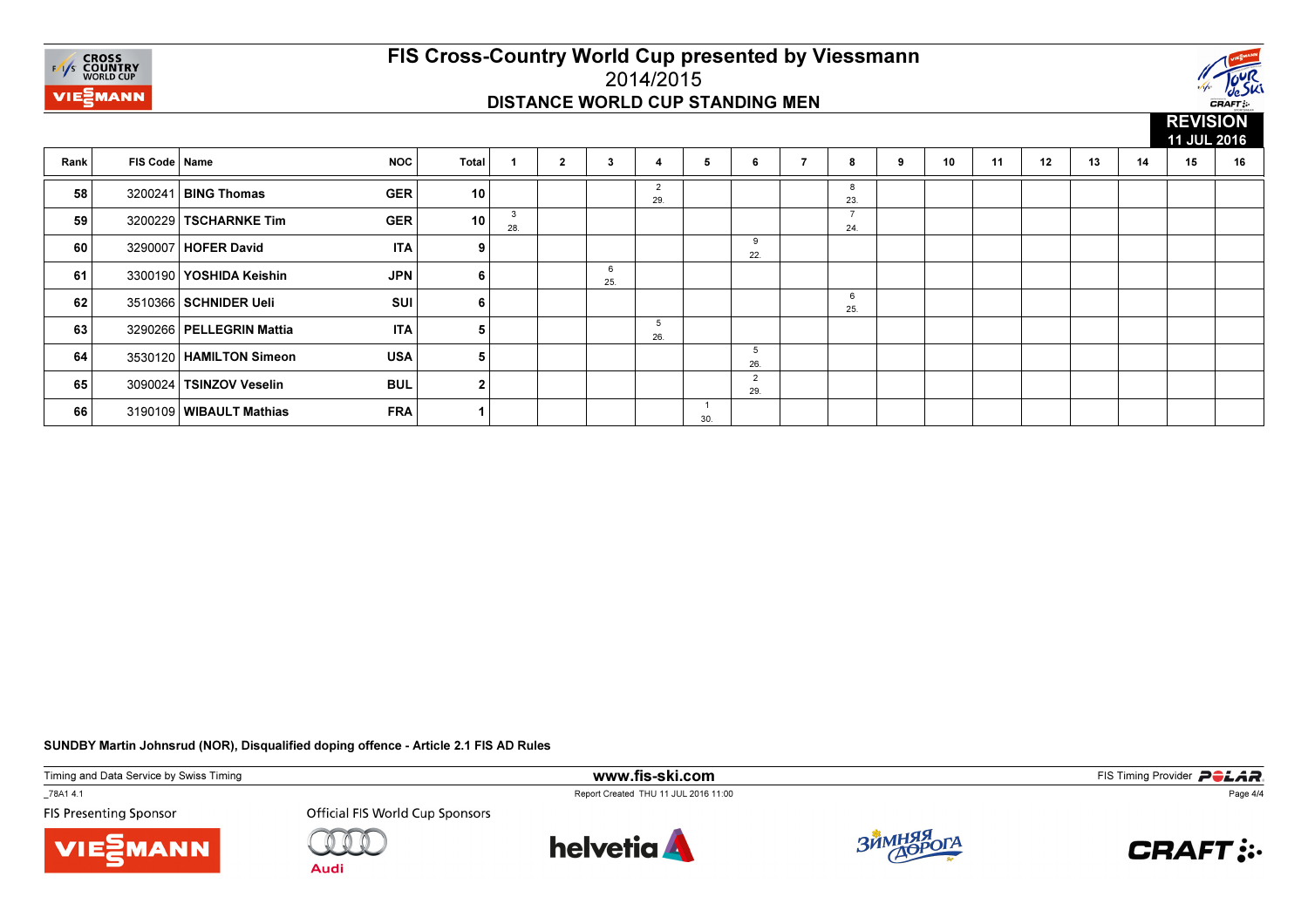# FIS Cross-Country World Cup presented by Viessmann

2014/2015

## DISTANCE WORLD CUP STANDING MEN

**REVISION 11 JUL 2016**

| Rank | FIS Code | Name | NOC | Total | 1 | 2 | 3 | 4 | 5 | 6 | 7 | 8 | 9 | 10 | 11 | 12 | 13 | 14 | 15 | 16 |
|---|---|---|---|---|---|---|---|---|---|---|---|---|---|---|---|---|---|---|---|---|
| 58 | 3200241 | **BING Thomas** | GER | 10 | | | | 2 29. | | | | 8 23. | | | | | | | | |
| 59 | 3200229 | **TSCHARNKE Tim** | GER | 10 | 3 28. | | | | | | | 7 24. | | | | | | | | |
| 60 | 3290007 | **HOFER David** | ITA | 9 | | | | | | 9 22. | | | | | | | | | | |
| 61 | 3300190 | **YOSHIDA Keishin** | JPN | 6 | | | 6 25. | | | | | | | | | | | | | |
| 62 | 3510366 | **SCHNIDER Ueli** | SUI | 6 | | | | | | | | 6 25. | | | | | | | | |
| 63 | 3290266 | **PELLEGRIN Mattia** | ITA | 5 | | | | 5 26. | | | | | | | | | | | | |
| 64 | 3530120 | **HAMILTON Simeon** | USA | 5 | | | | | | 5 26. | | | | | | | | | | |
| 65 | 3090024 | **TSINZOV Veselin** | BUL | 2 | | | | | | 2 29. | | | | | | | | | | |
| 66 | 3190109 | **WIBAULT Mathias** | FRA | 1 | | | | | 1 30. | | | | | | | | | | | |

**SUNDBY Martin Johnsrud (NOR), Disqualified doping offence - Article 2.1 FIS AD Rules**

Timing and Data Service by Swiss Timing

www.fis-ski.com

FIS Timing Provider POLAR

_78A1 4.1

Report Created THU 11 JUL 2016 11:00

FIS Presenting Sponsor

Official FIS World Cup Sponsors